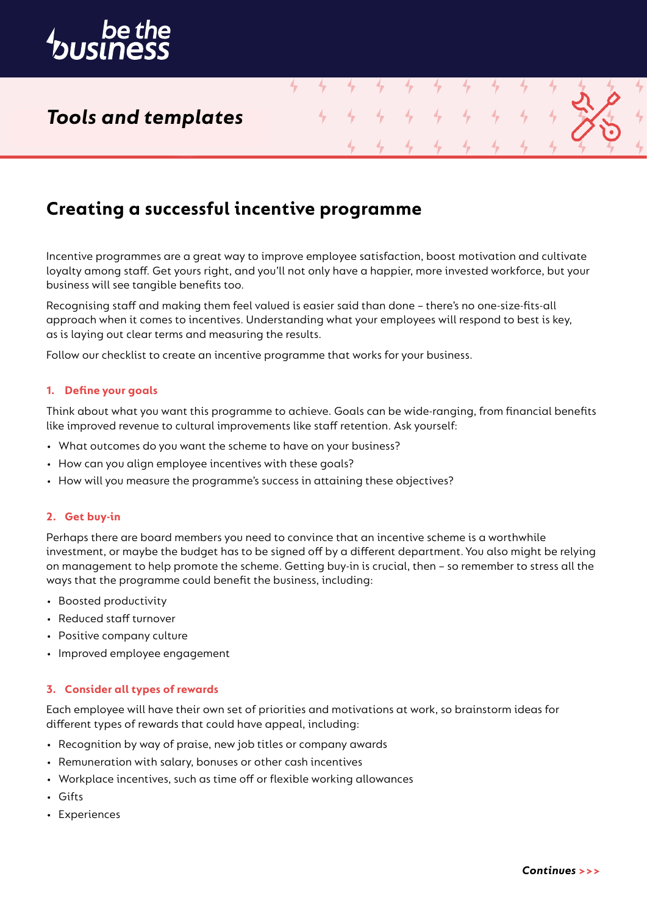be the business

*Tools and templates*

# Creating a successful incentive programme

Incentive programmes are a great way to improve employee satisfaction, boost motivation and cultivate loyalty among staff. Get yours right, and you'll not only have a happier, more invested workforce, but your business will see tangible benefits too.

Recognising staff and making them feel valued is easier said than done – there's no one-size-fits-all approach when it comes to incentives. Understanding what your employees will respond to best is key, as is laying out clear terms and measuring the results.

Follow our checklist to create an incentive programme that works for your business.

### 1. Define your goals

Think about what you want this programme to achieve. Goals can be wide-ranging, from financial benefits like improved revenue to cultural improvements like staff retention. Ask yourself:

- What outcomes do you want the scheme to have on your business?
- How can you align employee incentives with these goals?
- How will you measure the programme's success in attaining these objectives?

### 2. Get buy-in

Perhaps there are board members you need to convince that an incentive scheme is a worthwhile investment, or maybe the budget has to be signed off by a different department. You also might be relying on management to help promote the scheme. Getting buy-in is crucial, then – so remember to stress all the ways that the programme could benefit the business, including:

- Boosted productivity
- Reduced staff turnover
- Positive company culture
- Improved employee engagement

### 3. Consider all types of rewards

Each employee will have their own set of priorities and motivations at work, so brainstorm ideas for different types of rewards that could have appeal, including:

- Recognition by way of praise, new job titles or company awards
- Remuneration with salary, bonuses or other cash incentives
- Workplace incentives, such as time off or flexible working allowances
- Gifts
- Experiences

***Continues >>>***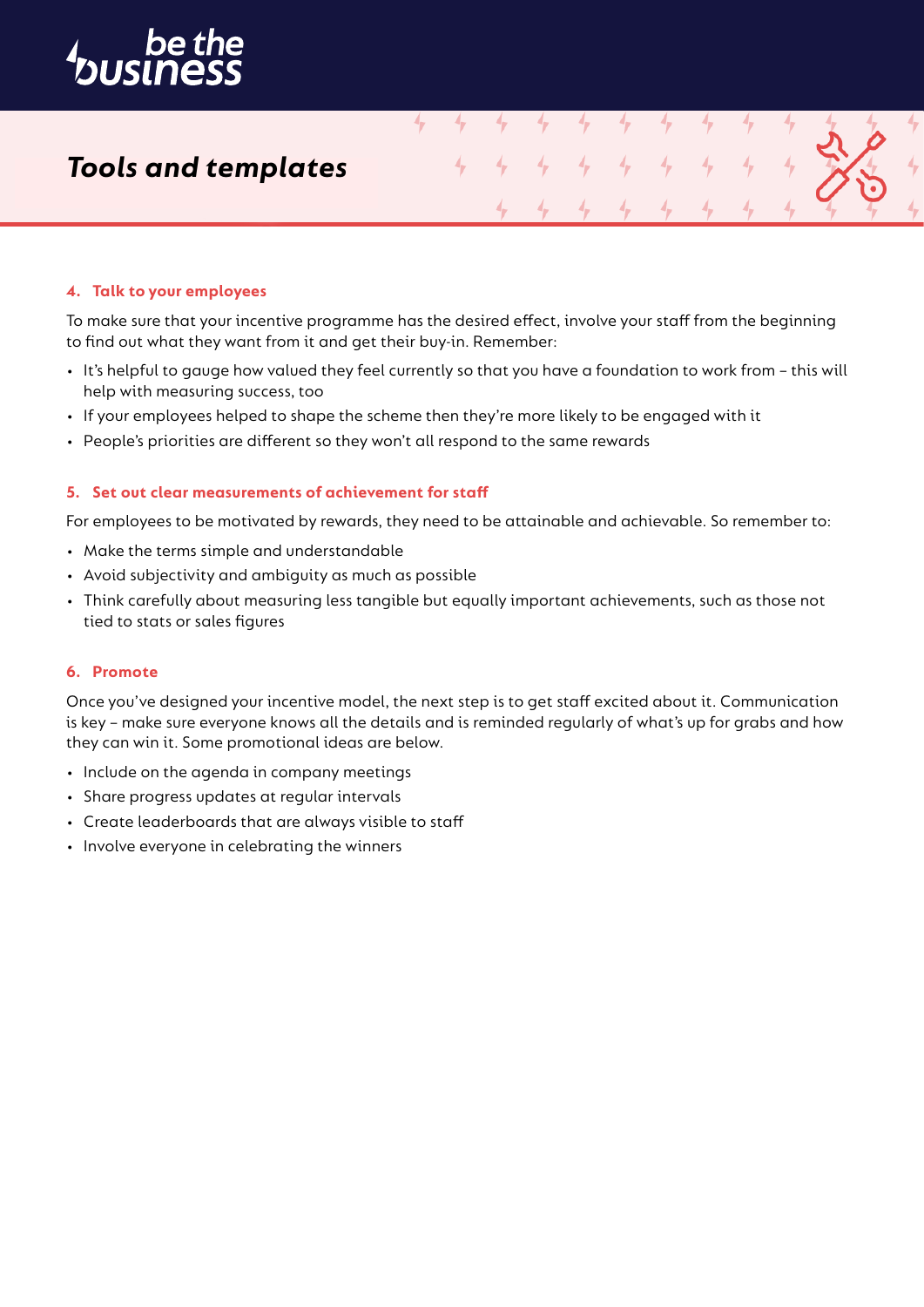# Tools and templates

### 4. Talk to your employees

To make sure that your incentive programme has the desired effect, involve your staff from the beginning to find out what they want from it and get their buy-in. Remember:

- It's helpful to gauge how valued they feel currently so that you have a foundation to work from – this will help with measuring success, too
- If your employees helped to shape the scheme then they're more likely to be engaged with it
- People's priorities are different so they won't all respond to the same rewards

### 5. Set out clear measurements of achievement for staff

For employees to be motivated by rewards, they need to be attainable and achievable. So remember to:

- Make the terms simple and understandable
- Avoid subjectivity and ambiguity as much as possible
- Think carefully about measuring less tangible but equally important achievements, such as those not tied to stats or sales figures

### 6. Promote

Once you've designed your incentive model, the next step is to get staff excited about it. Communication is key – make sure everyone knows all the details and is reminded regularly of what's up for grabs and how they can win it. Some promotional ideas are below.

- Include on the agenda in company meetings
- Share progress updates at regular intervals
- Create leaderboards that are always visible to staff
- Involve everyone in celebrating the winners